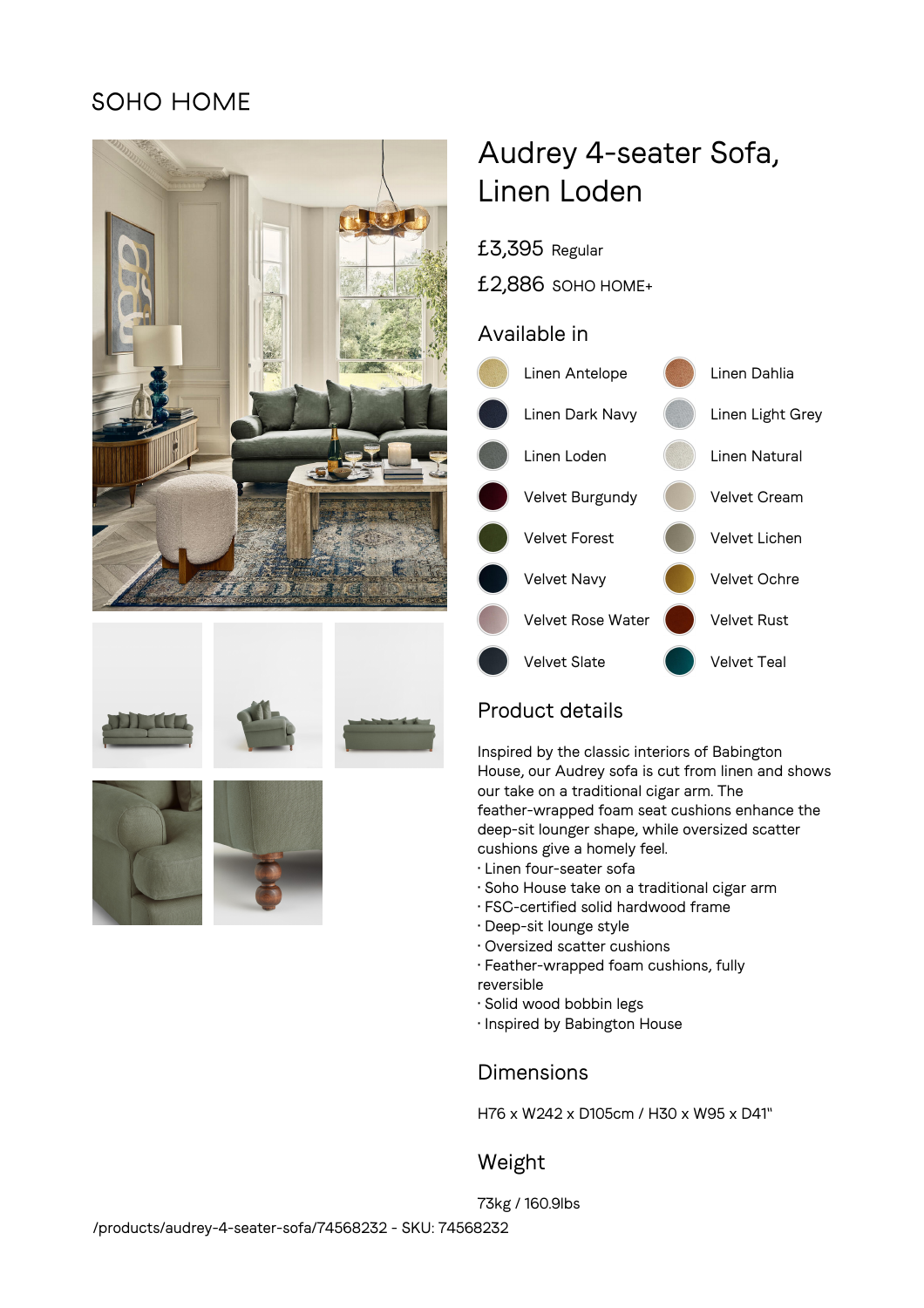SOHO HOME

# Audrey 4-seater Sofa, Linen Loden

£3,395 Regular

£2,886 SOHO HOME+

## Available in

- Linen Antelope
- Linen Dahlia
- Linen Dark Navy
- Linen Light Grey
- Linen Loden
- Linen Natural
- Velvet Burgundy
- Velvet Cream
- Velvet Forest
- Velvet Lichen
- Velvet Navy
- Velvet Ochre
- Velvet Rose Water
- Velvet Rust
- Velvet Slate
- Velvet Teal

## Product details

Inspired by the classic interiors of Babington House, our Audrey sofa is cut from linen and shows our take on a traditional cigar arm. The feather-wrapped foam seat cushions enhance the deep-sit lounger shape, while oversized scatter cushions give a homely feel.

· Linen four-seater sofa
· Soho House take on a traditional cigar arm
· FSC-certified solid hardwood frame
· Deep-sit lounge style
· Oversized scatter cushions
· Feather-wrapped foam cushions, fully reversible
· Solid wood bobbin legs
· Inspired by Babington House

## Dimensions

H76 x W242 x D105cm / H30 x W95 x D41"

## Weight

73kg / 160.9lbs

/products/audrey-4-seater-sofa/74568232 - SKU: 74568232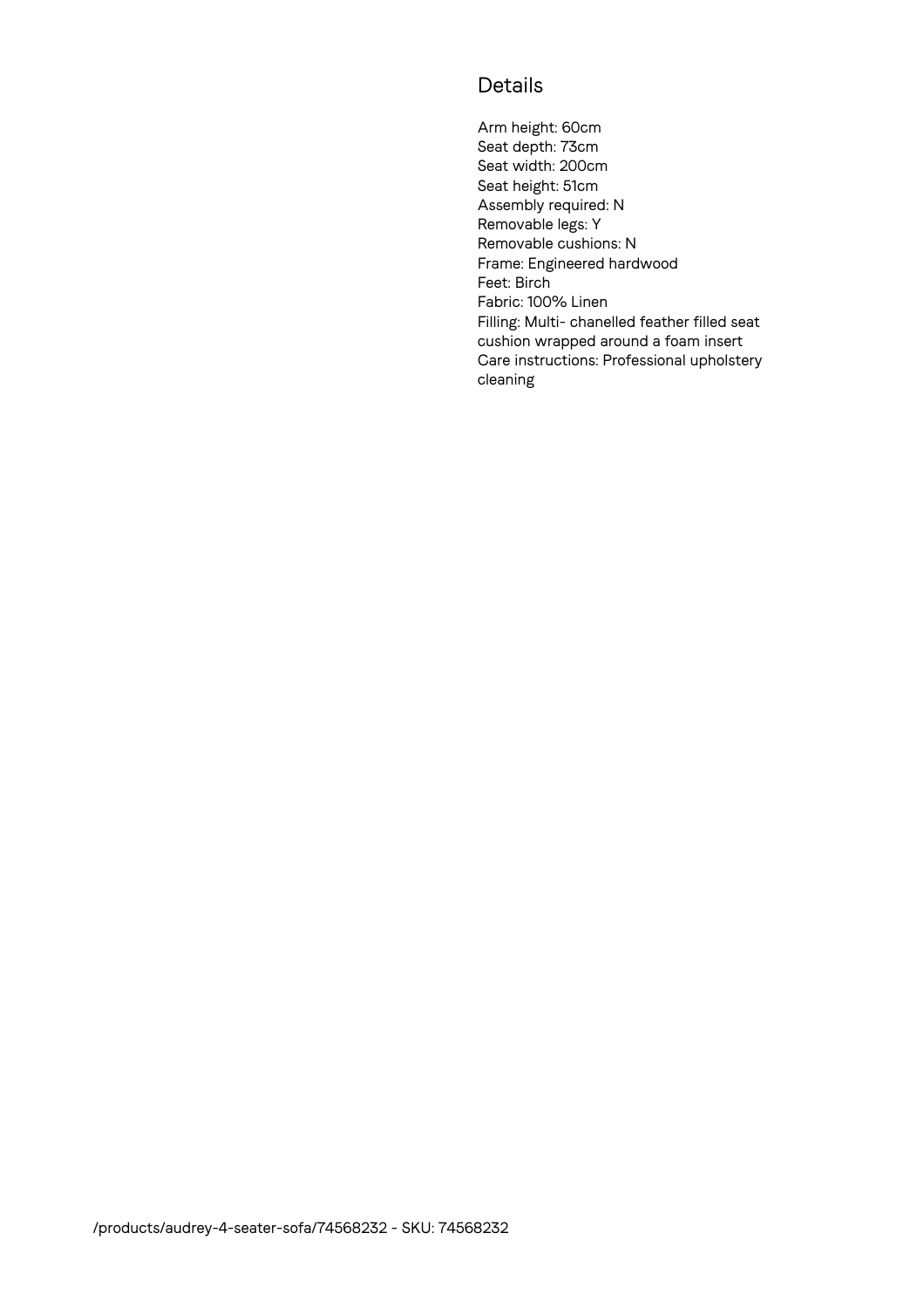## Details

Arm height: 60cm
Seat depth: 73cm
Seat width: 200cm
Seat height: 51cm
Assembly required: N
Removable legs: Y
Removable cushions: N
Frame: Engineered hardwood
Feet: Birch
Fabric: 100% Linen
Filling: Multi- chanelled feather filled seat cushion wrapped around a foam insert
Care instructions: Professional upholstery cleaning

/products/audrey-4-seater-sofa/74568232 - SKU: 74568232